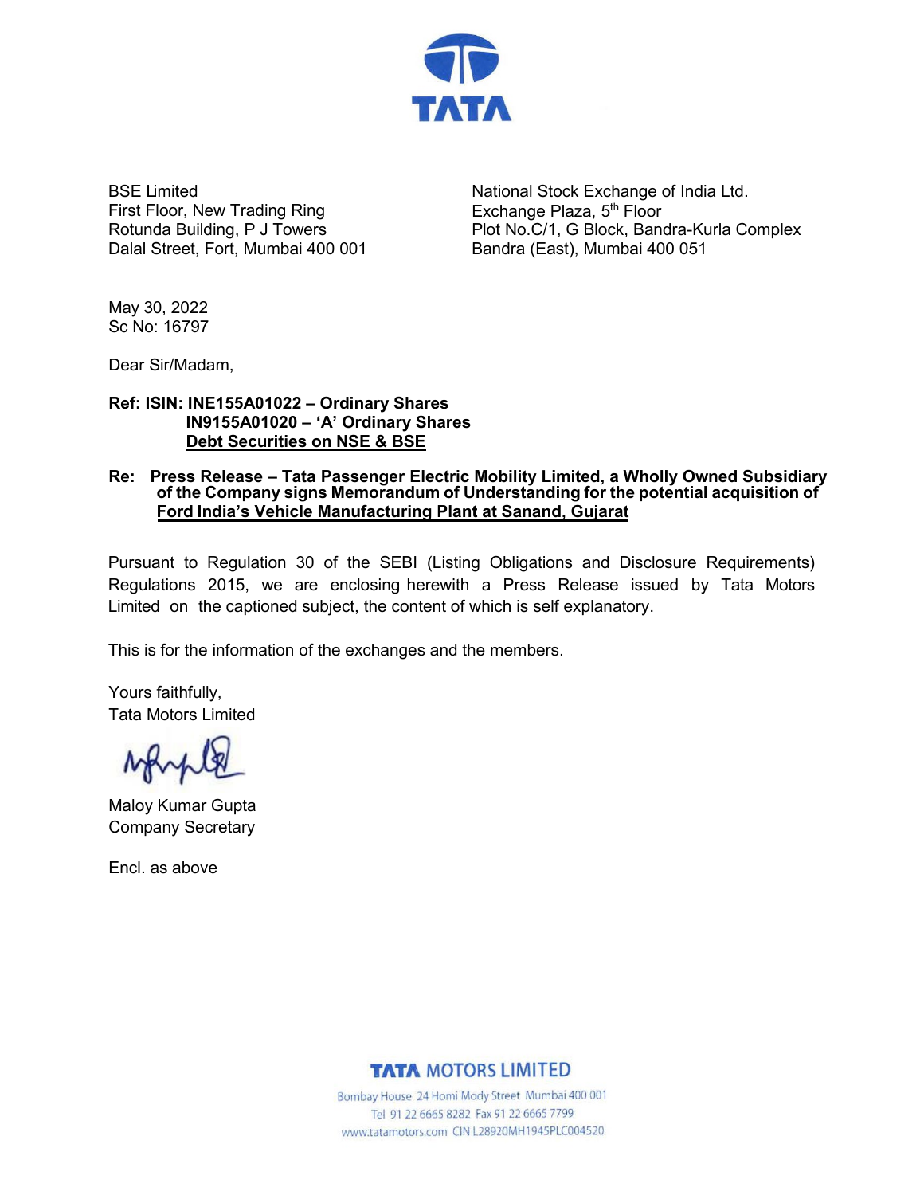BSE Limited
First Floor, New Trading Ring
Rotunda Building, P J Towers
Dalal Street, Fort, Mumbai 400 001

National Stock Exchange of India Ltd.
Exchange Plaza, 5th Floor
Plot No.C/1, G Block, Bandra-Kurla Complex
Bandra (East), Mumbai 400 051

May 30, 2022
Sc No: 16797

Dear Sir/Madam,

**Ref: ISIN: INE155A01022 – Ordinary Shares**
**IN9155A01020 – 'A' Ordinary Shares**
**<u>Debt Securities on NSE & BSE</u>**

**Re: Press Release – Tata Passenger Electric Mobility Limited, a Wholly Owned Subsidiary of the Company signs Memorandum of Understanding for the potential acquisition of <u>Ford India's Vehicle Manufacturing Plant at Sanand, Gujarat</u>**

Pursuant to Regulation 30 of the SEBI (Listing Obligations and Disclosure Requirements) Regulations 2015, we are enclosing herewith a Press Release issued by Tata Motors Limited on the captioned subject, the content of which is self explanatory.

This is for the information of the exchanges and the members.

Yours faithfully,
Tata Motors Limited

Maloy Kumar Gupta
Company Secretary

Encl. as above

**TATA MOTORS LIMITED**
Bombay House 24 Homi Mody Street Mumbai 400 001
Tel 91 22 6665 8282 Fax 91 22 6665 7799
www.tatamotors.com CIN L28920MH1945PLC004520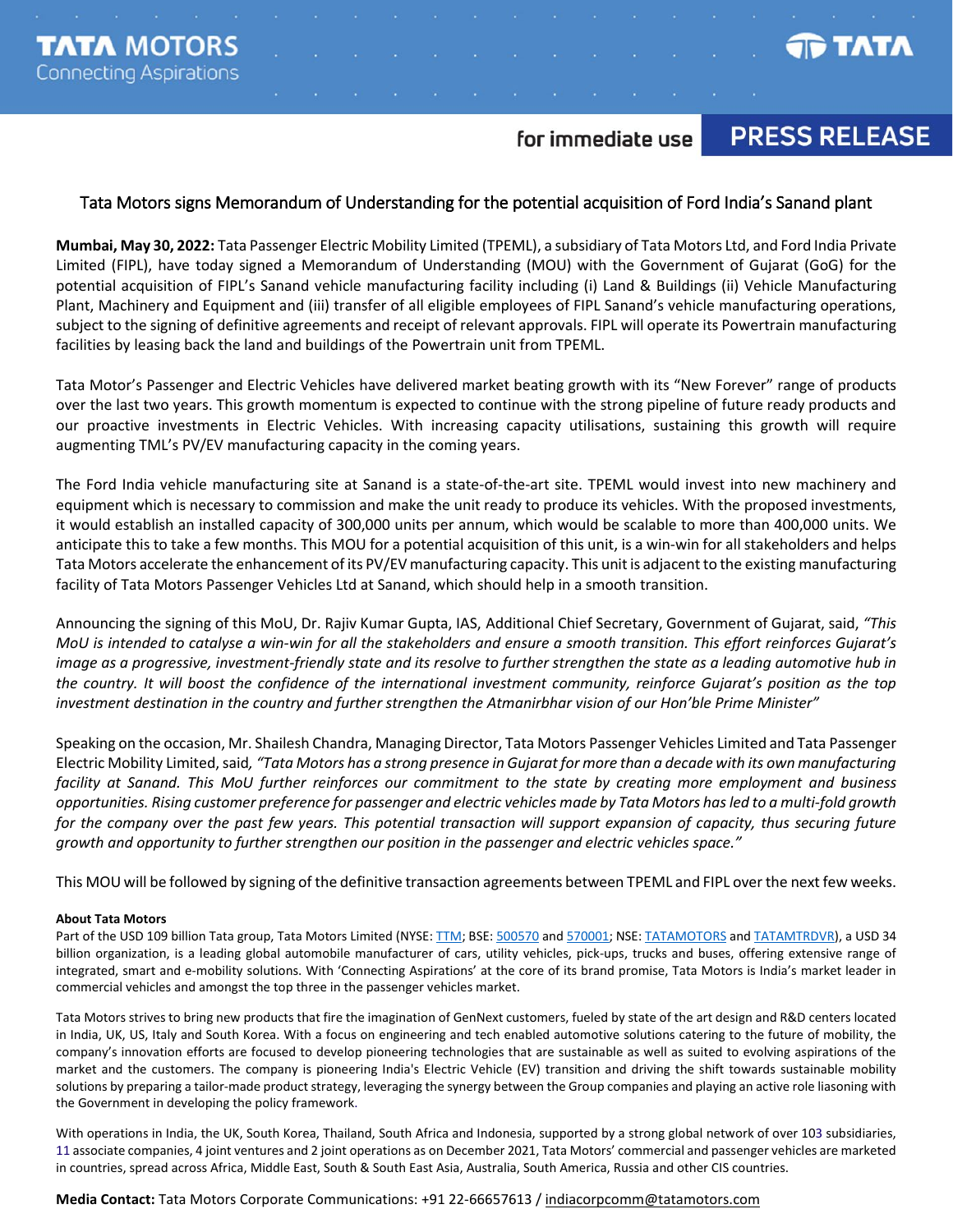TATA MOTORS
Connecting Aspirations

for immediate use **PRESS RELEASE**

# Tata Motors signs Memorandum of Understanding for the potential acquisition of Ford India's Sanand plant

**Mumbai, May 30, 2022:** Tata Passenger Electric Mobility Limited (TPEML), a subsidiary of Tata Motors Ltd, and Ford India Private Limited (FIPL), have today signed a Memorandum of Understanding (MOU) with the Government of Gujarat (GoG) for the potential acquisition of FIPL's Sanand vehicle manufacturing facility including (i) Land & Buildings (ii) Vehicle Manufacturing Plant, Machinery and Equipment and (iii) transfer of all eligible employees of FIPL Sanand's vehicle manufacturing operations, subject to the signing of definitive agreements and receipt of relevant approvals. FIPL will operate its Powertrain manufacturing facilities by leasing back the land and buildings of the Powertrain unit from TPEML.

Tata Motor's Passenger and Electric Vehicles have delivered market beating growth with its "New Forever" range of products over the last two years. This growth momentum is expected to continue with the strong pipeline of future ready products and our proactive investments in Electric Vehicles. With increasing capacity utilisations, sustaining this growth will require augmenting TML's PV/EV manufacturing capacity in the coming years.

The Ford India vehicle manufacturing site at Sanand is a state-of-the-art site. TPEML would invest into new machinery and equipment which is necessary to commission and make the unit ready to produce its vehicles. With the proposed investments, it would establish an installed capacity of 300,000 units per annum, which would be scalable to more than 400,000 units. We anticipate this to take a few months. This MOU for a potential acquisition of this unit, is a win-win for all stakeholders and helps Tata Motors accelerate the enhancement of its PV/EV manufacturing capacity. This unit is adjacent to the existing manufacturing facility of Tata Motors Passenger Vehicles Ltd at Sanand, which should help in a smooth transition.

Announcing the signing of this MoU, Dr. Rajiv Kumar Gupta, IAS, Additional Chief Secretary, Government of Gujarat, said, *"This MoU is intended to catalyse a win-win for all the stakeholders and ensure a smooth transition. This effort reinforces Gujarat's image as a progressive, investment-friendly state and its resolve to further strengthen the state as a leading automotive hub in the country. It will boost the confidence of the international investment community, reinforce Gujarat's position as the top investment destination in the country and further strengthen the Atmanirbhar vision of our Hon'ble Prime Minister"*

Speaking on the occasion, Mr. Shailesh Chandra, Managing Director, Tata Motors Passenger Vehicles Limited and Tata Passenger Electric Mobility Limited, said*, "Tata Motors has a strong presence in Gujarat for more than a decade with its own manufacturing facility at Sanand. This MoU further reinforces our commitment to the state by creating more employment and business opportunities. Rising customer preference for passenger and electric vehicles made by Tata Motors has led to a multi-fold growth for the company over the past few years. This potential transaction will support expansion of capacity, thus securing future growth and opportunity to further strengthen our position in the passenger and electric vehicles space."*

This MOU will be followed by signing of the definitive transaction agreements between TPEML and FIPL over the next few weeks.

**About Tata Motors**

Part of the USD 109 billion Tata group, Tata Motors Limited (NYSE: TTM; BSE: 500570 and 570001; NSE: TATAMOTORS and TATAMTRDVR), a USD 34 billion organization, is a leading global automobile manufacturer of cars, utility vehicles, pick-ups, trucks and buses, offering extensive range of integrated, smart and e-mobility solutions. With 'Connecting Aspirations' at the core of its brand promise, Tata Motors is India's market leader in commercial vehicles and amongst the top three in the passenger vehicles market.

Tata Motors strives to bring new products that fire the imagination of GenNext customers, fueled by state of the art design and R&D centers located in India, UK, US, Italy and South Korea. With a focus on engineering and tech enabled automotive solutions catering to the future of mobility, the company's innovation efforts are focused to develop pioneering technologies that are sustainable as well as suited to evolving aspirations of the market and the customers. The company is pioneering India's Electric Vehicle (EV) transition and driving the shift towards sustainable mobility solutions by preparing a tailor-made product strategy, leveraging the synergy between the Group companies and playing an active role liasoning with the Government in developing the policy framework.

With operations in India, the UK, South Korea, Thailand, South Africa and Indonesia, supported by a strong global network of over 103 subsidiaries, 11 associate companies, 4 joint ventures and 2 joint operations as on December 2021, Tata Motors' commercial and passenger vehicles are marketed in countries, spread across Africa, Middle East, South & South East Asia, Australia, South America, Russia and other CIS countries.

**Media Contact:** Tata Motors Corporate Communications: +91 22-66657613 / indiacorpcomm@tatamotors.com